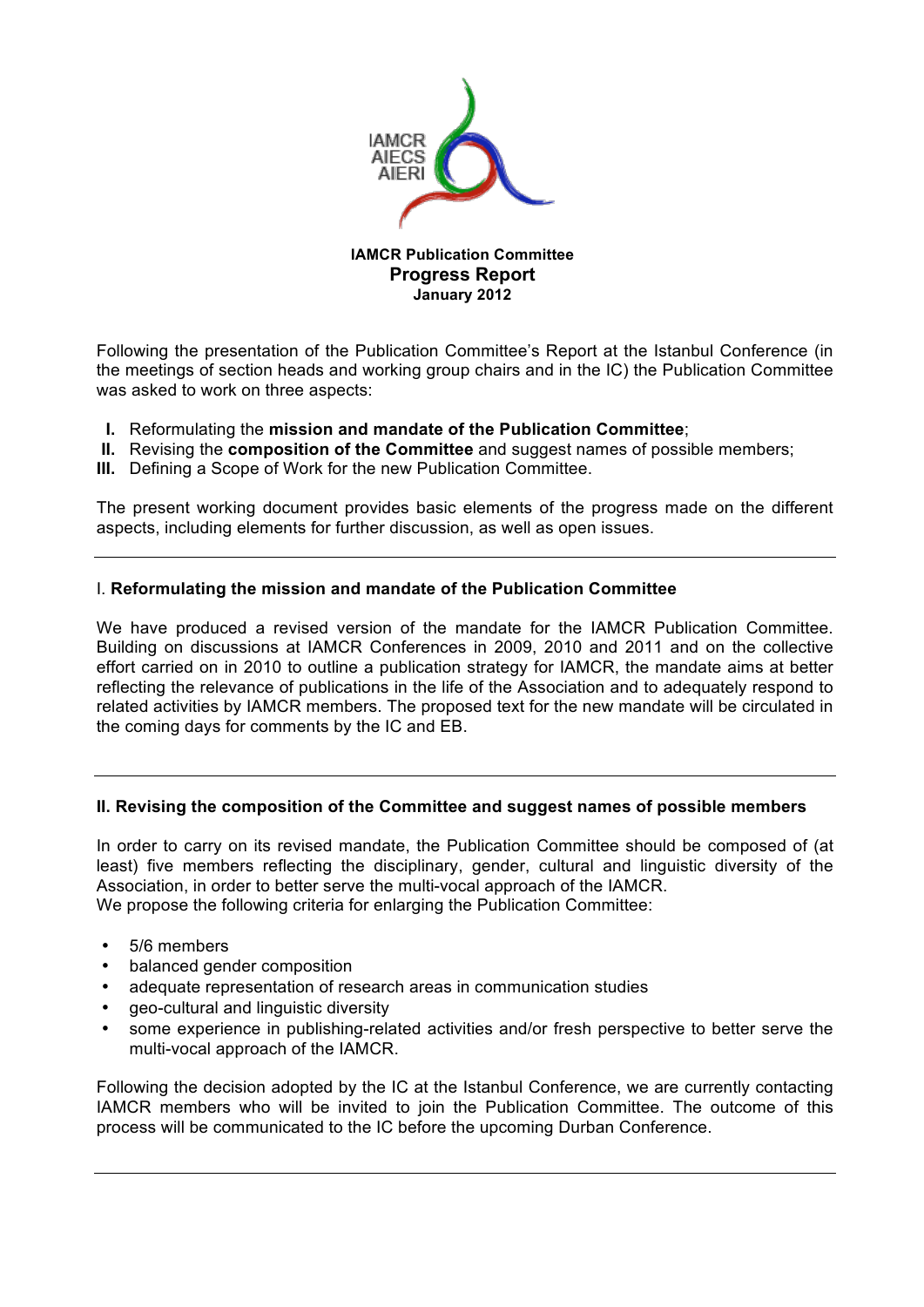IAMCR Publication Committee

# Progress Report

January 2012

Following the presentation of the Publication Committee's Report at the Istanbul Conference (in the meetings of section heads and working group chairs and in the IC) the Publication Committee was asked to work on three aspects:

I. Reformulating the **mission and mandate of the Publication Committee**;
II. Revising the **composition of the Committee** and suggest names of possible members;
III. Defining a Scope of Work for the new Publication Committee.

The present working document provides basic elements of the progress made on the different aspects, including elements for further discussion, as well as open issues.

---

## I. Reformulating the mission and mandate of the Publication Committee

We have produced a revised version of the mandate for the IAMCR Publication Committee. Building on discussions at IAMCR Conferences in 2009, 2010 and 2011 and on the collective effort carried on in 2010 to outline a publication strategy for IAMCR, the mandate aims at better reflecting the relevance of publications in the life of the Association and to adequately respond to related activities by IAMCR members. The proposed text for the new mandate will be circulated in the coming days for comments by the IC and EB.

---

## II. Revising the composition of the Committee and suggest names of possible members

In order to carry on its revised mandate, the Publication Committee should be composed of (at least) five members reflecting the disciplinary, gender, cultural and linguistic diversity of the Association, in order to better serve the multi-vocal approach of the IAMCR.
We propose the following criteria for enlarging the Publication Committee:

- 5/6 members
- balanced gender composition
- adequate representation of research areas in communication studies
- geo-cultural and linguistic diversity
- some experience in publishing-related activities and/or fresh perspective to better serve the multi-vocal approach of the IAMCR.

Following the decision adopted by the IC at the Istanbul Conference, we are currently contacting IAMCR members who will be invited to join the Publication Committee. The outcome of this process will be communicated to the IC before the upcoming Durban Conference.

---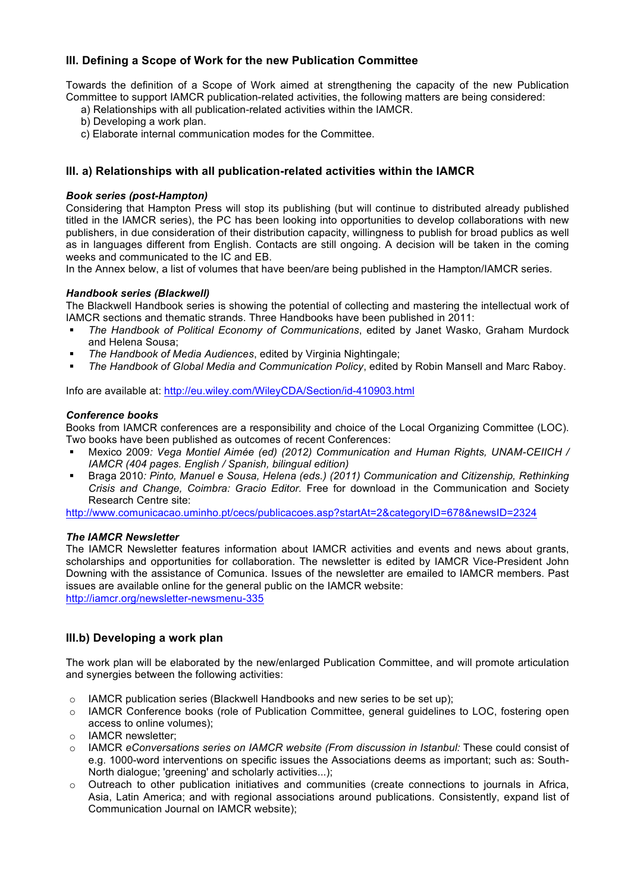## III. Defining a Scope of Work for the new Publication Committee

Towards the definition of a Scope of Work aimed at strengthening the capacity of the new Publication Committee to support IAMCR publication-related activities, the following matters are being considered:

a) Relationships with all publication-related activities within the IAMCR.
b) Developing a work plan.
c) Elaborate internal communication modes for the Committee.

## III. a) Relationships with all publication-related activities within the IAMCR

***Book series (post-Hampton)***

Considering that Hampton Press will stop its publishing (but will continue to distributed already published titled in the IAMCR series), the PC has been looking into opportunities to develop collaborations with new publishers, in due consideration of their distribution capacity, willingness to publish for broad publics as well as in languages different from English. Contacts are still ongoing. A decision will be taken in the coming weeks and communicated to the IC and EB.

In the Annex below, a list of volumes that have been/are being published in the Hampton/IAMCR series.

***Handbook series (Blackwell)***

The Blackwell Handbook series is showing the potential of collecting and mastering the intellectual work of IAMCR sections and thematic strands. Three Handbooks have been published in 2011:

- *The Handbook of Political Economy of Communications*, edited by Janet Wasko, Graham Murdock and Helena Sousa;
- *The Handbook of Media Audiences*, edited by Virginia Nightingale;
- *The Handbook of Global Media and Communication Policy*, edited by Robin Mansell and Marc Raboy.

Info are available at: http://eu.wiley.com/WileyCDA/Section/id-410903.html

***Conference books***

Books from IAMCR conferences are a responsibility and choice of the Local Organizing Committee (LOC). Two books have been published as outcomes of recent Conferences:

- Mexico 2009*: Vega Montiel Aimée (ed) (2012) Communication and Human Rights, UNAM-CEIICH / IAMCR (404 pages. English / Spanish, bilingual edition)*
- Braga 2010*: Pinto, Manuel e Sousa, Helena (eds.) (2011) Communication and Citizenship, Rethinking Crisis and Change, Coimbra: Gracio Editor.* Free for download in the Communication and Society Research Centre site:

http://www.comunicacao.uminho.pt/cecs/publicacoes.asp?startAt=2&categoryID=678&newsID=2324

***The IAMCR Newsletter***

The IAMCR Newsletter features information about IAMCR activities and events and news about grants, scholarships and opportunities for collaboration. The newsletter is edited by IAMCR Vice-President John Downing with the assistance of Comunica. Issues of the newsletter are emailed to IAMCR members. Past issues are available online for the general public on the IAMCR website:
http://iamcr.org/newsletter-newsmenu-335

## III.b) Developing a work plan

The work plan will be elaborated by the new/enlarged Publication Committee, and will promote articulation and synergies between the following activities:

- IAMCR publication series (Blackwell Handbooks and new series to be set up);
- IAMCR Conference books (role of Publication Committee, general guidelines to LOC, fostering open access to online volumes);
- IAMCR newsletter;
- IAMCR *eConversations series on IAMCR website (From discussion in Istanbul:* These could consist of e.g. 1000-word interventions on specific issues the Associations deems as important; such as: South-North dialogue; 'greening' and scholarly activities...);
- Outreach to other publication initiatives and communities (create connections to journals in Africa, Asia, Latin America; and with regional associations around publications. Consistently, expand list of Communication Journal on IAMCR website);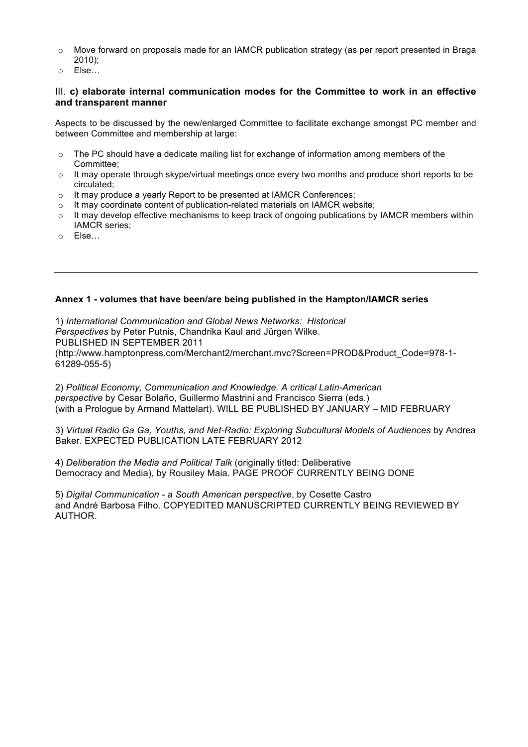- Move forward on proposals made for an IAMCR publication strategy (as per report presented in Braga 2010);
- Else…

### III. **c) elaborate internal communication modes for the Committee to work in an effective and transparent manner**

Aspects to be discussed by the new/enlarged Committee to facilitate exchange amongst PC member and between Committee and membership at large:

- The PC should have a dedicate mailing list for exchange of information among members of the Committee;
- It may operate through skype/virtual meetings once every two months and produce short reports to be circulated;
- It may produce a yearly Report to be presented at IAMCR Conferences;
- It may coordinate content of publication-related materials on IAMCR website;
- It may develop effective mechanisms to keep track of ongoing publications by IAMCR members within IAMCR series;
- Else…

---

**Annex 1 - volumes that have been/are being published in the Hampton/IAMCR series**

1) *International Communication and Global News Networks: Historical Perspectives* by Peter Putnis, Chandrika Kaul and Jürgen Wilke.
PUBLISHED IN SEPTEMBER 2011
(http://www.hamptonpress.com/Merchant2/merchant.mvc?Screen=PROD&Product_Code=978-1-61289-055-5)

2) *Political Economy, Communication and Knowledge. A critical Latin-American perspective* by Cesar Bolaño, Guillermo Mastrini and Francisco Sierra (eds.)
(with a Prologue by Armand Mattelart). WILL BE PUBLISHED BY JANUARY – MID FEBRUARY

3) *Virtual Radio Ga Ga, Youths, and Net-Radio: Exploring Subcultural Models of Audiences* by Andrea Baker. EXPECTED PUBLICATION LATE FEBRUARY 2012

4) *Deliberation the Media and Political Talk* (originally titled: Deliberative Democracy and Media), by Rousiley Maia. PAGE PROOF CURRENTLY BEING DONE

5) *Digital Communication - a South American perspective*, by Cosette Castro and André Barbosa Filho. COPYEDITED MANUSCRIPTED CURRENTLY BEING REVIEWED BY AUTHOR.